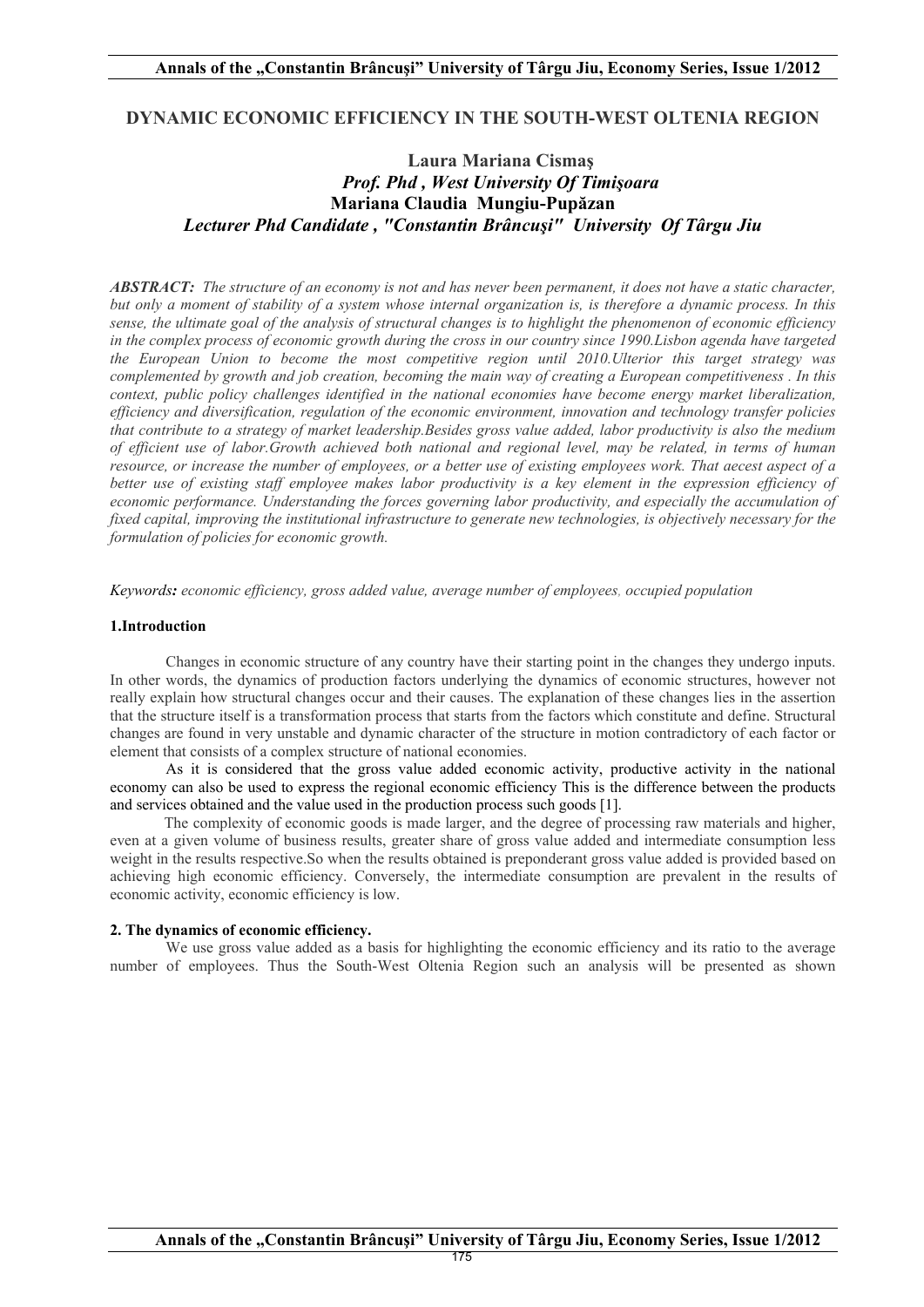# DYNAMIC ECONOMIC EFFICIENCY IN THE SOUTH-WEST OLTENIA REGION

**Laura Mariana Cismaş**
***Prof. Phd , West University Of Timişoara***
**Mariana Claudia Mungiu-Pupăzan**
***Lecturer Phd Candidate , "Constantin Brâncuşi" University Of Târgu Jiu***

***ABSTRACT:*** *The structure of an economy is not and has never been permanent, it does not have a static character, but only a moment of stability of a system whose internal organization is, is therefore a dynamic process. In this sense, the ultimate goal of the analysis of structural changes is to highlight the phenomenon of economic efficiency in the complex process of economic growth during the cross in our country since 1990.Lisbon agenda have targeted the European Union to become the most competitive region until 2010.Ulterior this target strategy was complemented by growth and job creation, becoming the main way of creating a European competitiveness . In this context, public policy challenges identified in the national economies have become energy market liberalization, efficiency and diversification, regulation of the economic environment, innovation and technology transfer policies that contribute to a strategy of market leadership.Besides gross value added, labor productivity is also the medium of efficient use of labor.Growth achieved both national and regional level, may be related, in terms of human resource, or increase the number of employees, or a better use of existing employees work. That aecest aspect of a better use of existing staff employee makes labor productivity is a key element in the expression efficiency of economic performance. Understanding the forces governing labor productivity, and especially the accumulation of fixed capital, improving the institutional infrastructure to generate new technologies, is objectively necessary for the formulation of policies for economic growth.*

***Keywords:*** *economic efficiency, gross added value, average number of employees, occupied population*

## 1.Introduction

Changes in economic structure of any country have their starting point in the changes they undergo inputs. In other words, the dynamics of production factors underlying the dynamics of economic structures, however not really explain how structural changes occur and their causes. The explanation of these changes lies in the assertion that the structure itself is a transformation process that starts from the factors which constitute and define. Structural changes are found in very unstable and dynamic character of the structure in motion contradictory of each factor or element that consists of a complex structure of national economies.

As it is considered that the gross value added economic activity, productive activity in the national economy can also be used to express the regional economic efficiency This is the difference between the products and services obtained and the value used in the production process such goods [1].

The complexity of economic goods is made larger, and the degree of processing raw materials and higher, even at a given volume of business results, greater share of gross value added and intermediate consumption less weight in the results respective.So when the results obtained is preponderant gross value added is provided based on achieving high economic efficiency. Conversely, the intermediate consumption are prevalent in the results of economic activity, economic efficiency is low.

## 2. The dynamics of economic efficiency.

We use gross value added as a basis for highlighting the economic efficiency and its ratio to the average number of employees. Thus the South-West Oltenia Region such an analysis will be presented as shown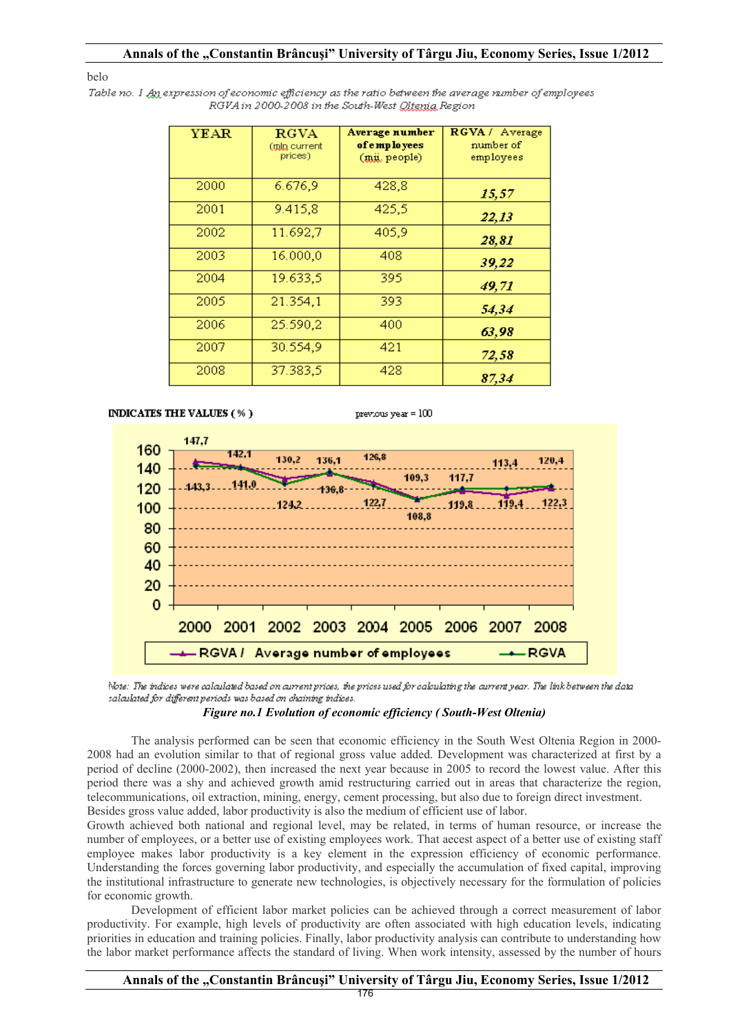belo

*Table no. 1 An expression of economic efficiency as the ratio between the average number of employees RGVA in 2000-2008 in the South-West Oltenia Region*

| YEAR | RGVA (mln current prices) | Average number of employees (mii. people) | RGVA / Average number of employees |
|---|---|---|---|
| 2000 | 6.676,9 | 428,8 | ***15,57*** |
| 2001 | 9.415,8 | 425,5 | ***22,13*** |
| 2002 | 11.692,7 | 405,9 | ***28,81*** |
| 2003 | 16.000,0 | 408 | ***39,22*** |
| 2004 | 19.633,5 | 395 | ***49,71*** |
| 2005 | 21.354,1 | 393 | ***54,34*** |
| 2006 | 25.590,2 | 400 | ***63,98*** |
| 2007 | 30.554,9 | 421 | ***72,58*** |
| 2008 | 37.383,5 | 428 | ***87,34*** |

**INDICATES THE VALUES ( % )** previous year = 100

| Year | RGVA / Average number of employees | RGVA |
|---|---|---|
| 2000 | 147,7 | 143,3 |
| 2001 | 142,1 | 141,0 |
| 2002 | 130,2 | 124,2 |
| 2003 | 136,1 | 136,8 |
| 2004 | 126,8 | 122,7 |
| 2005 | 109,3 | 108,8 |
| 2006 | 117,7 | 119,8 |
| 2007 | 113,4 | 119,4 |
| 2008 | 120,4 | 122,3 |

*Note: The indices were calculated based on current prices, the prices used for calculating the current year. The link between the data calculated for different periods was based on chaining indices.*

***Figure no.1 Evolution of economic efficiency ( South-West Oltenia)***

The analysis performed can be seen that economic efficiency in the South West Oltenia Region in 2000-2008 had an evolution similar to that of regional gross value added. Development was characterized at first by a period of decline (2000-2002), then increased the next year because in 2005 to record the lowest value. After this period there was a shy and achieved growth amid restructuring carried out in areas that characterize the region, telecommunications, oil extraction, mining, energy, cement processing, but also due to foreign direct investment. Besides gross value added, labor productivity is also the medium of efficient use of labor.

Growth achieved both national and regional level, may be related, in terms of human resource, or increase the number of employees, or a better use of existing employees work. That aecest aspect of a better use of existing staff employee makes labor productivity is a key element in the expression efficiency of economic performance. Understanding the forces governing labor productivity, and especially the accumulation of fixed capital, improving the institutional infrastructure to generate new technologies, is objectively necessary for the formulation of policies for economic growth.

Development of efficient labor market policies can be achieved through a correct measurement of labor productivity. For example, high levels of productivity are often associated with high education levels, indicating priorities in education and training policies. Finally, labor productivity analysis can contribute to understanding how the labor market performance affects the standard of living. When work intensity, assessed by the number of hours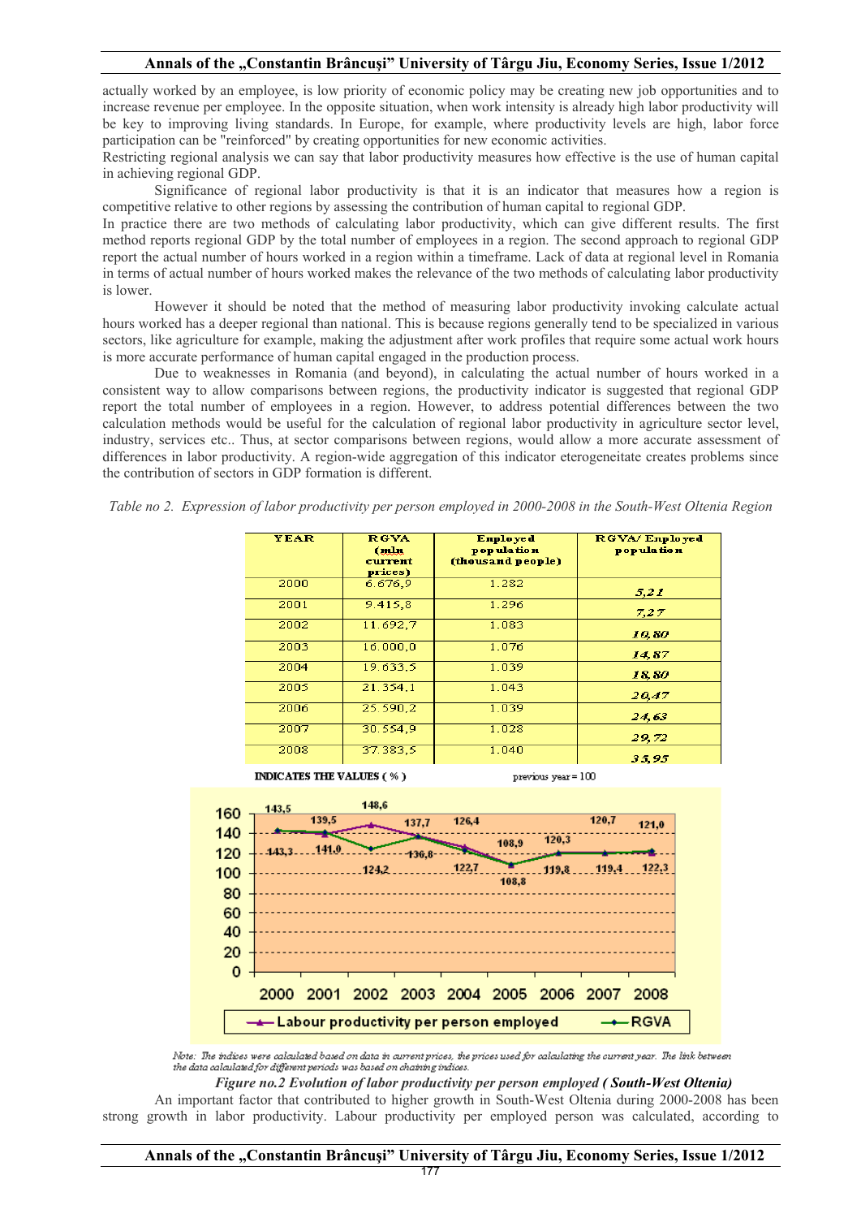actually worked by an employee, is low priority of economic policy may be creating new job opportunities and to increase revenue per employee. In the opposite situation, when work intensity is already high labor productivity will be key to improving living standards. In Europe, for example, where productivity levels are high, labor force participation can be "reinforced" by creating opportunities for new economic activities.

Restricting regional analysis we can say that labor productivity measures how effective is the use of human capital in achieving regional GDP.

Significance of regional labor productivity is that it is an indicator that measures how a region is competitive relative to other regions by assessing the contribution of human capital to regional GDP.

In practice there are two methods of calculating labor productivity, which can give different results. The first method reports regional GDP by the total number of employees in a region. The second approach to regional GDP report the actual number of hours worked in a region within a timeframe. Lack of data at regional level in Romania in terms of actual number of hours worked makes the relevance of the two methods of calculating labor productivity is lower.

However it should be noted that the method of measuring labor productivity invoking calculate actual hours worked has a deeper regional than national. This is because regions generally tend to be specialized in various sectors, like agriculture for example, making the adjustment after work profiles that require some actual work hours is more accurate performance of human capital engaged in the production process.

Due to weaknesses in Romania (and beyond), in calculating the actual number of hours worked in a consistent way to allow comparisons between regions, the productivity indicator is suggested that regional GDP report the total number of employees in a region. However, to address potential differences between the two calculation methods would be useful for the calculation of regional labor productivity in agriculture sector level, industry, services etc.. Thus, at sector comparisons between regions, would allow a more accurate assessment of differences in labor productivity. A region-wide aggregation of this indicator eterogeneitate creates problems since the contribution of sectors in GDP formation is different.

*Table no 2. Expression of labor productivity per person employed in 2000-2008 in the South-West Oltenia Region*

| YEAR | RGVA (mln current prices) | Employed population (thousand people) | RGVA/ Employed population |
|---|---|---|---|
| 2000 | 6.676,9 | 1.282 | *5,21* |
| 2001 | 9.415,8 | 1.296 | *7,27* |
| 2002 | 11.692,7 | 1.083 | *10,80* |
| 2003 | 16.000,0 | 1.076 | *14,87* |
| 2004 | 19.633,5 | 1.039 | *18,80* |
| 2005 | 21.354,1 | 1.043 | *20,47* |
| 2006 | 25.590,2 | 1.039 | *24,63* |
| 2007 | 30.554,9 | 1.028 | *29,72* |
| 2008 | 37.383,5 | 1.040 | *35,95* |

INDICATES THE VALUES ( % ) previous year = 100

| Year | 2000 | 2001 | 2002 | 2003 | 2004 | 2005 | 2006 | 2007 | 2008 |
|---|---|---|---|---|---|---|---|---|---|
| Labour productivity per person employed | 143,5 | 139,5 | 148,6 | 137,7 | 126,4 | 108,9 | 120,3 | 120,7 | 121,0 |
| RGVA | 143,3 | 141,0 | 124,2 | 136,8 | 122,7 | 108,8 | 119,8 | 119,4 | 122,3 |

*Note: The indices were calculated based on data in current prices, the prices used for calculating the current year. The link between the data calculated for different periods was based on chaining indices.*

***Figure no.2 Evolution of labor productivity per person employed ( South-West Oltenia)***

An important factor that contributed to higher growth in South-West Oltenia during 2000-2008 has been strong growth in labor productivity. Labour productivity per employed person was calculated, according to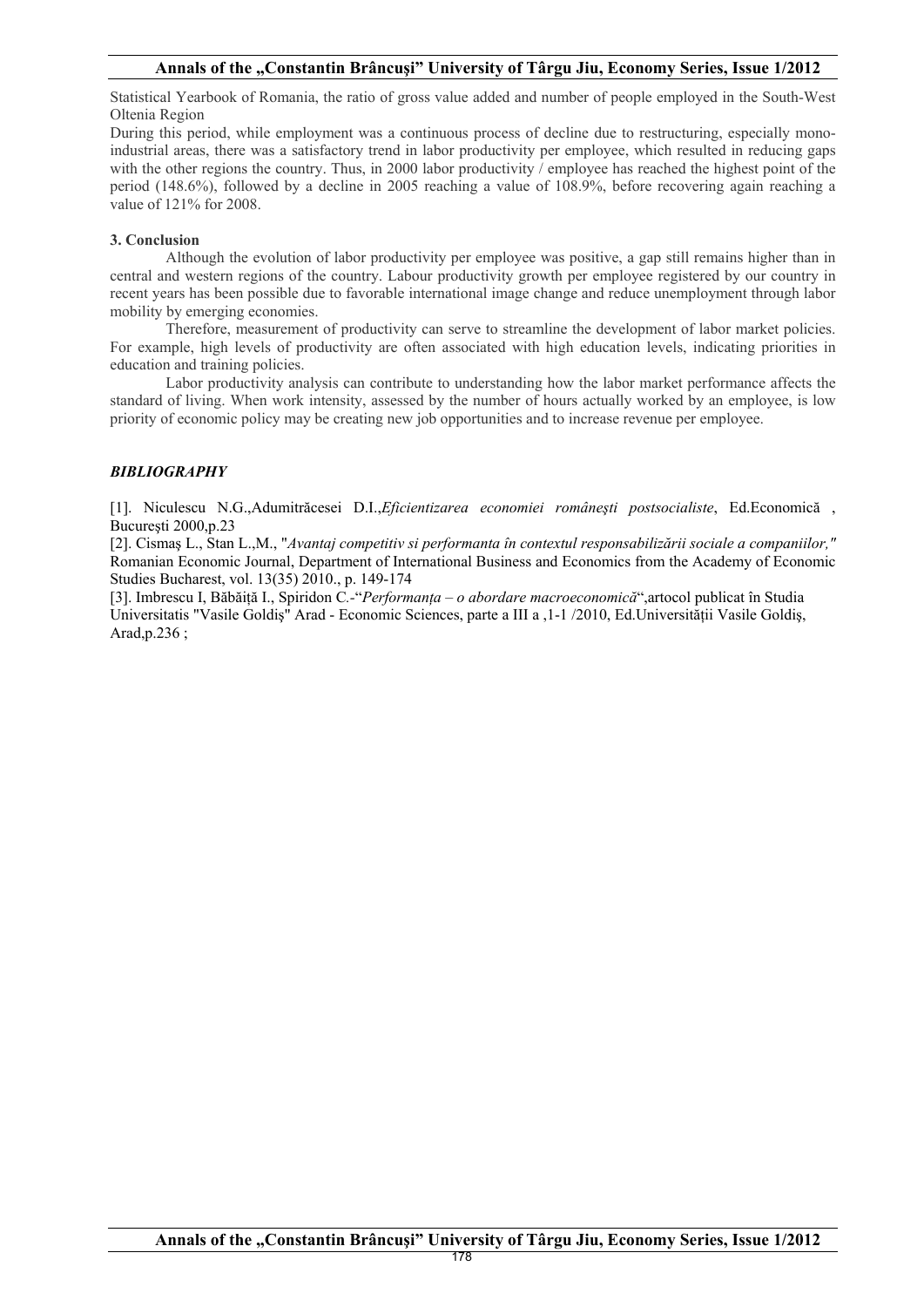Statistical Yearbook of Romania, the ratio of gross value added and number of people employed in the South-West Oltenia Region

During this period, while employment was a continuous process of decline due to restructuring, especially mono-industrial areas, there was a satisfactory trend in labor productivity per employee, which resulted in reducing gaps with the other regions the country. Thus, in 2000 labor productivity / employee has reached the highest point of the period (148.6%), followed by a decline in 2005 reaching a value of 108.9%, before recovering again reaching a value of 121% for 2008.

## 3. Conclusion

Although the evolution of labor productivity per employee was positive, a gap still remains higher than in central and western regions of the country. Labour productivity growth per employee registered by our country in recent years has been possible due to favorable international image change and reduce unemployment through labor mobility by emerging economies.

Therefore, measurement of productivity can serve to streamline the development of labor market policies. For example, high levels of productivity are often associated with high education levels, indicating priorities in education and training policies.

Labor productivity analysis can contribute to understanding how the labor market performance affects the standard of living. When work intensity, assessed by the number of hours actually worked by an employee, is low priority of economic policy may be creating new job opportunities and to increase revenue per employee.

## *BIBLIOGRAPHY*

[1]. Niculescu N.G.,Adumitrăcesei D.I.,*Eficientizarea economiei româneşti postsocialiste*, Ed.Economică , Bucureşti 2000,p.23

[2]. Cismaş L., Stan L.,M., "*Avantaj competitiv si performanta în contextul responsabilizării sociale a companiilor,"* Romanian Economic Journal, Department of International Business and Economics from the Academy of Economic Studies Bucharest, vol. 13(35) 2010., p. 149-174

[3]. Imbrescu I, Băbăiță I., Spiridon C.-"*Performanța – o abordare macroeconomică*",artocol publicat în Studia Universitatis "Vasile Goldiş" Arad - Economic Sciences, parte a III a ,1-1 /2010, Ed.Universității Vasile Goldiş, Arad,p.236 ;